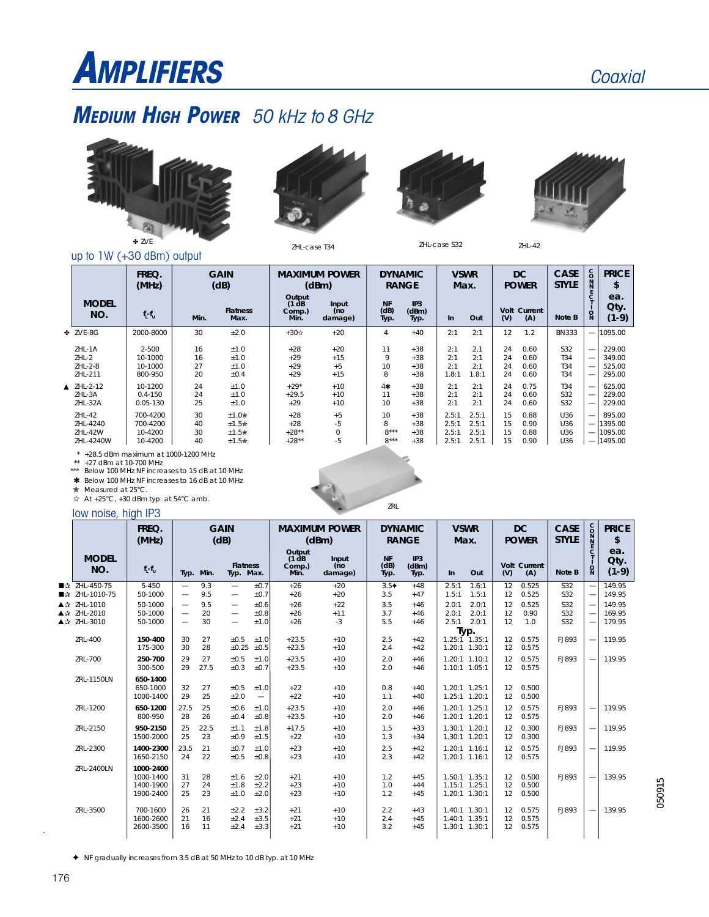# AMPLIFIERS

Coaxial

## MEDIUM HIGH POWER 50 kHz to 8 GHz

✤ ZVE    ZHL-case T34    ZHL-case S32    ZHL-42

### up to 1W (+30 dBm) output

| | MODEL NO. | FREQ. (MHz) $f_L$-$f_U$ | GAIN (dB) Min. | Flatness Max. | MAXIMUM POWER (dBm) Output (1 dB Comp.) Min. | Input (no damage) | DYNAMIC RANGE NF (dB) Typ. | IP3 (dBm) Typ. | VSWR Max. In | Out | DC POWER Volt (V) | Current (A) | CASE STYLE Note B | CONNECTION | PRICE $ ea. Qty. (1-9) |
|---|---|---|---|---|---|---|---|---|---|---|---|---|---|---|---|
| ✤ | ZVE-8G | 2000-8000 | 30 | ±2.0 | +30☆ | +20 | 4 | +40 | 2:1 | 2:1 | 12 | 1.2 | BN333 | — | 1095.00 |
| | ZHL-1A | 2-500 | 16 | ±1.0 | +28 | +20 | 11 | +38 | 2:1 | 2.1 | 24 | 0.60 | S32 | — | 229.00 |
| | ZHL-2 | 10-1000 | 16 | ±1.0 | +29 | +15 | 9 | +38 | 2:1 | 2:1 | 24 | 0.60 | T34 | — | 349.00 |
| | ZHL-2-8 | 10-1000 | 27 | ±1.0 | +29 | +5 | 10 | +38 | 2:1 | 2:1 | 24 | 0.60 | T34 | — | 525.00 |
| | ZHL-211 | 800-950 | 20 | ±0.4 | +29 | +15 | 8 | +38 | 1.8:1 | 1.8:1 | 24 | 0.60 | T34 | — | 295.00 |
| ▲ | ZHL-2-12 | 10-1200 | 24 | ±1.0 | +29* | +10 | 4✱ | +38 | 2:1 | 2:1 | 24 | 0.75 | T34 | — | 625.00 |
| | ZHL-3A | 0.4-150 | 24 | ±1.0 | +29.5 | +10 | 11 | +38 | 2:1 | 2:1 | 24 | 0.60 | S32 | — | 229.00 |
| | ZHL-32A | 0.05-130 | 25 | ±1.0 | +29 | +10 | 10 | +38 | 2:1 | 2:1 | 24 | 0.60 | S32 | — | 229.00 |
| | ZHL-42 | 700-4200 | 30 | ±1.0★ | +28 | +5 | 10 | +38 | 2.5:1 | 2.5:1 | 15 | 0.88 | U36 | — | 895.00 |
| | ZHL-4240 | 700-4200 | 40 | ±1.5★ | +28 | -5 | 8 | +38 | 2.5:1 | 2.5:1 | 15 | 0.90 | U36 | — | 1395.00 |
| | ZHL-42W | 10-4200 | 30 | ±1.5★ | +28** | 0 | 8*** | +38 | 2.5:1 | 2.5:1 | 15 | 0.88 | U36 | — | 1095.00 |
| | ZHL-4240W | 10-4200 | 40 | ±1.5★ | +28** | -5 | 8*** | +38 | 2.5:1 | 2.5:1 | 15 | 0.90 | U36 | — | 1495.00 |

\* +28.5 dBm maximum at 1000-1200 MHz
\** +27 dBm at 10-700 MHz
\*** Below 100 MHz NF increases to 15 dB at 10 MHz
✱ Below 100 MHz NF increases to 16 dB at 10 MHz
★ Measured at 25°C.
☆ At +25°C, +30 dBm typ. at 54°C amb.

ZRL

### low noise, high IP3

| | MODEL NO. | FREQ. (MHz) $f_L$-$f_U$ | GAIN (dB) Typ. | Min. | Flatness Typ. | Flatness Max. | MAXIMUM POWER (dBm) Output (1 dB Comp.) Min. | Input (no damage) | DYNAMIC RANGE NF (dB) Typ. | IP3 (dBm) Typ. | VSWR Max. In | Out | DC POWER Volt (V) | Current (A) | CASE STYLE Note B | CONNECTION | PRICE $ ea. Qty. (1-9) |
|---|---|---|---|---|---|---|---|---|---|---|---|---|---|---|---|---|---|
| ■☆ | ZHL-450-75 | 5-450 | — | 9.3 | — | ±0.7 | +26 | +20 | 3.5✦ | +48 | 2.5:1 | 1.6:1 | 12 | 0.525 | S32 | — | 149.95 |
| ■☆ | ZHL-1010-75 | 50-1000 | — | 9.5 | — | ±0.7 | +26 | +20 | 3.5 | +47 | 1.5:1 | 1.5:1 | 12 | 0.525 | S32 | — | 149.95 |
| ▲☆ | ZHL-1010 | 50-1000 | — | 9.5 | — | ±0.6 | +26 | +22 | 3.5 | +46 | 2.0:1 | 2.0:1 | 12 | 0.525 | S32 | — | 149.95 |
| ▲☆ | ZHL-2010 | 50-1000 | — | 20 | — | ±0.8 | +26 | +11 | 3.7 | +46 | 2.0:1 | 2.0:1 | 12 | 0.90 | S32 | — | 169.95 |
| ▲☆ | ZHL-3010 | 50-1000 | — | 30 | — | ±1.0 | +26 | -3 | 5.5 | +46 | 2.5:1 | 2.0:1 | 12 | 1.0 | S32 | — | 179.95 |
| | | | | | | | | | | | Typ. | | | | | | |
| | ZRL-400 | **150-400** | 30 | 27 | ±0.5 | ±1.0 | +23.5 | +10 | 2.5 | +42 | 1.25:1 | 1.35:1 | 12 | 0.575 | FJ893 | — | 119.95 |
| | | 175-300 | 30 | 28 | ±0.25 | ±0.5 | +23.5 | +10 | 2.4 | +42 | 1.20:1 | 1.30:1 | 12 | 0.575 | | | |
| | ZRL-700 | **250-700** | 29 | 27 | ±0.5 | ±1.0 | +23.5 | +10 | 2.0 | +46 | 1.20:1 | 1.10:1 | 12 | 0.575 | FJ893 | — | 119.95 |
| | | 300-500 | 29 | 27.5 | ±0.3 | ±0.7 | +23.5 | +10 | 2.0 | +46 | 1.10:1 | 1.05:1 | 12 | 0.575 | | | |
| | ZRL-1150LN | **650-1400** | | | | | | | | | | | | | | | |
| | | 650-1000 | 32 | 27 | ±0.5 | ±1.0 | +22 | +10 | 0.8 | +40 | 1.20:1 | 1.25:1 | 12 | 0.500 | | | |
| | | 1000-1400 | 29 | 25 | ±2.0 | — | +22 | +10 | 1.1 | +40 | 1.25:1 | 1.20:1 | 12 | 0.500 | | | |
| | ZRL-1200 | **650-1200** | 27.5 | 25 | ±0.6 | ±1.0 | +23.5 | +10 | 2.0 | +46 | 1.20:1 | 1.25:1 | 12 | 0.575 | FJ893 | — | 119.95 |
| | | 800-950 | 28 | 26 | ±0.4 | ±0.8 | +23.5 | +10 | 2.0 | +46 | 1.20:1 | 1.20:1 | 12 | 0.575 | | | |
| | ZRL-2150 | **950-2150** | 25 | 22.5 | ±1.1 | ±1.8 | +17.5 | +10 | 1.5 | +33 | 1.30:1 | 1.20:1 | 12 | 0.300 | FJ893 | — | 119.95 |
| | | 1500-2000 | 25 | 23 | ±0.9 | ±1.5 | +22 | +10 | 1.3 | +34 | 1.30:1 | 1.20:1 | 12 | 0.300 | | | |
| | ZRL-2300 | **1400-2300** | 23.5 | 21 | ±0.7 | ±1.0 | +23 | +10 | 2.5 | +42 | 1.20:1 | 1.16:1 | 12 | 0.575 | FJ893 | — | 119.95 |
| | | 1650-2150 | 24 | 22 | ±0.5 | ±0.8 | +23 | +10 | 2.3 | +42 | 1.20:1 | 1.16:1 | 12 | 0.575 | | | |
| | ZRL-2400LN | **1000-2400** | | | | | | | | | | | | | | | |
| | | 1000-1400 | 31 | 28 | ±1.6 | ±2.0 | +21 | +10 | 1.2 | +45 | 1.50:1 | 1.35:1 | 12 | 0.500 | FJ893 | — | 139.95 |
| | | 1400-1900 | 27 | 24 | ±1.8 | ±2.2 | +23 | +10 | 1.0 | +44 | 1.15:1 | 1.25:1 | 12 | 0.500 | | | |
| | | 1900-2400 | 25 | 23 | ±1.0 | ±2.0 | +23 | +10 | 1.2 | +45 | 1.20:1 | 1.30:1 | 12 | 0.500 | | | |
| | ZRL-3500 | 700-1600 | 26 | 21 | ±2.2 | ±3.2 | +21 | +10 | 2.2 | +43 | 1.40:1 | 1.30:1 | 12 | 0.575 | FJ893 | — | 139.95 |
| | | 1600-2600 | 21 | 16 | ±2.4 | ±3.5 | +21 | +10 | 2.4 | +45 | 1.40:1 | 1.35:1 | 12 | 0.575 | | | |
| | | 2600-3500 | 16 | 11 | ±2.4 | ±3.3 | +21 | +10 | 3.2 | +45 | 1.30:1 | 1.30:1 | 12 | 0.575 | | | |

✦ NF gradually increases from 3.5 dB at 50 MHz to 10 dB typ. at 10 MHz

050915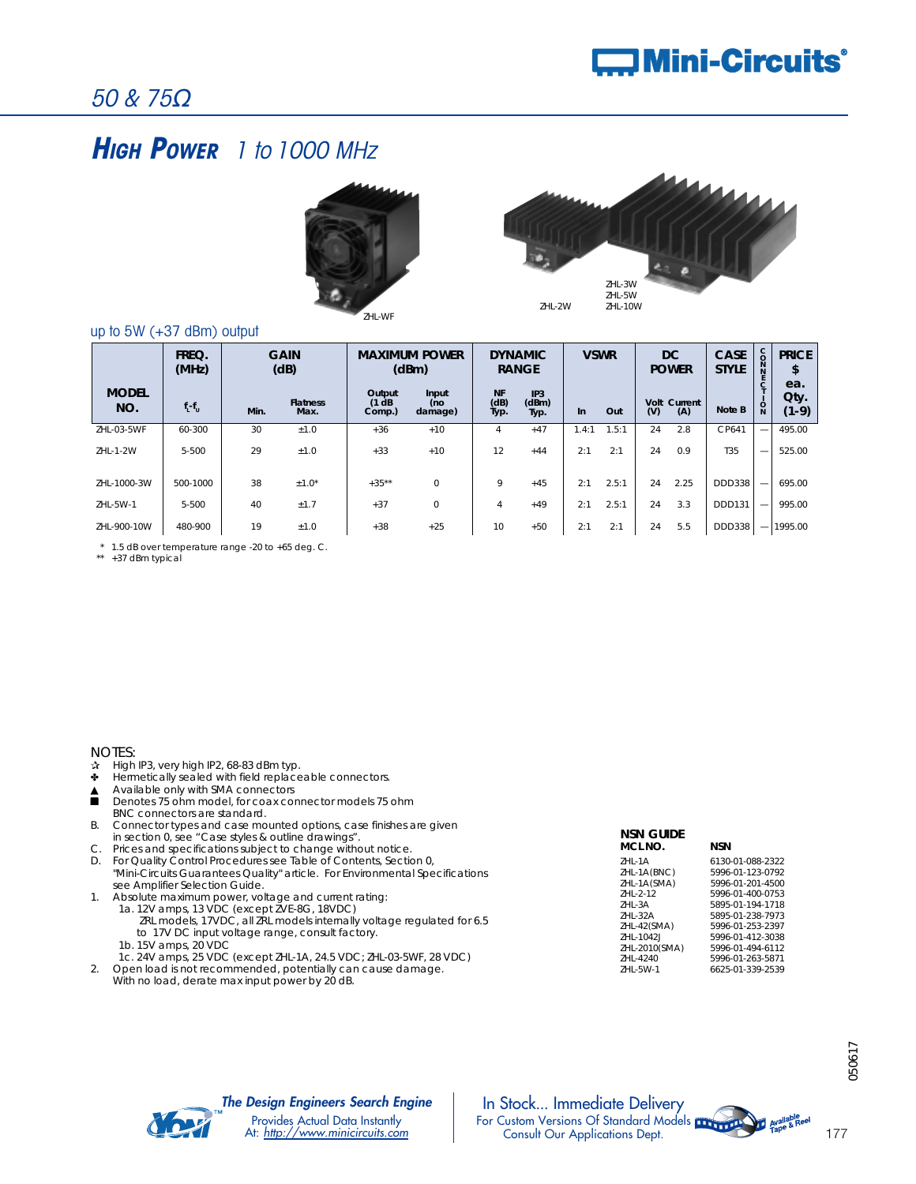# 50 & 75Ω

## HIGH POWER 1 to 1000 MHz

ZHL-WF

ZHL-2W

ZHL-3W
ZHL-5W
ZHL-10W

up to 5W (+37 dBm) output

| MODEL NO. | FREQ. (MHz) | GAIN (dB) | | MAXIMUM POWER (dBm) | | DYNAMIC RANGE | | VSWR | | DC POWER | | CASE STYLE | CONNECTION | PRICE $ ea. Qty. (1-9) |
|---|---|---|---|---|---|---|---|---|---|---|---|---|---|---|
| | $f_L$-$f_U$ | Min. | Flatness Max. | Output (1 dB Comp.) | Input (no damage) | NF (dB) Typ. | IP3 (dBm) Typ. | In | Out | Volt (V) | Current (A) | Note B | | |
| ZHL-03-5WF | 60-300 | 30 | ±1.0 | +36 | +10 | 4 | +47 | 1.4:1 | 1.5:1 | 24 | 2.8 | CP641 | — | 495.00 |
| ZHL-1-2W | 5-500 | 29 | ±1.0 | +33 | +10 | 12 | +44 | 2:1 | 2:1 | 24 | 0.9 | T35 | — | 525.00 |
| ZHL-1000-3W | 500-1000 | 38 | ±1.0* | +35** | 0 | 9 | +45 | 2:1 | 2.5:1 | 24 | 2.25 | DDD338 | — | 695.00 |
| ZHL-5W-1 | 5-500 | 40 | ±1.7 | +37 | 0 | 4 | +49 | 2:1 | 2.5:1 | 24 | 3.3 | DDD131 | — | 995.00 |
| ZHL-900-10W | 480-900 | 19 | ±1.0 | +38 | +25 | 10 | +50 | 2:1 | 2:1 | 24 | 5.5 | DDD338 | — | 1995.00 |

\* 1.5 dB over temperature range -20 to +65 deg. C.
\** +37 dBm typical

NOTES:
- ☆ High IP3, very high IP2, 68-83 dBm typ.
- ✤ Hermetically sealed with field replaceable connectors.
- ▲ Available only with SMA connectors
- ■ Denotes 75 ohm model, for coax connector models 75 ohm BNC connectors are standard.
- B. Connector types and case mounted options, case finishes are given in section 0, see "Case styles & outline drawings".
- C. Prices and specifications subject to change without notice.
- D. For Quality Control Procedures see Table of Contents, Section 0, "Mini-Circuits Guarantees Quality" article. For Environmental Specifications see Amplifier Selection Guide.
- 1. Absolute maximum power, voltage and current rating:
  - 1a. 12V amps, 13 VDC (except ZVE-8G, 18VDC) ZRL models, 17VDC, all ZRL models internally voltage regulated for 6.5 to 17V DC input voltage range, consult factory.
  - 1b. 15V amps, 20 VDC
  - 1c. 24V amps, 25 VDC (except ZHL-1A, 24.5 VDC; ZHL-03-5WF, 28 VDC)
- 2. Open load is not recommended, potentially can cause damage. With no load, derate max input power by 20 dB.

**NSN GUIDE**

| MCL NO. | NSN |
|---|---|
| ZHL-1A | 6130-01-088-2322 |
| ZHL-1A(BNC) | 5996-01-123-0792 |
| ZHL-1A(SMA) | 5996-01-201-4500 |
| ZHL-2-12 | 5996-01-400-0753 |
| ZHL-3A | 5895-01-194-1718 |
| ZHL-32A | 5895-01-238-7973 |
| ZHL-42(SMA) | 5996-01-253-2397 |
| ZHL-1042J | 5996-01-412-3038 |
| ZHL-2010(SMA) | 5996-01-494-6112 |
| ZHL-4240 | 5996-01-263-5871 |
| ZHL-5W-1 | 6625-01-339-2539 |

050617

The Design Engineers Search Engine — Provides Actual Data Instantly At: http://www.minicircuits.com

In Stock... Immediate Delivery — For Custom Versions Of Standard Models Consult Our Applications Dept.